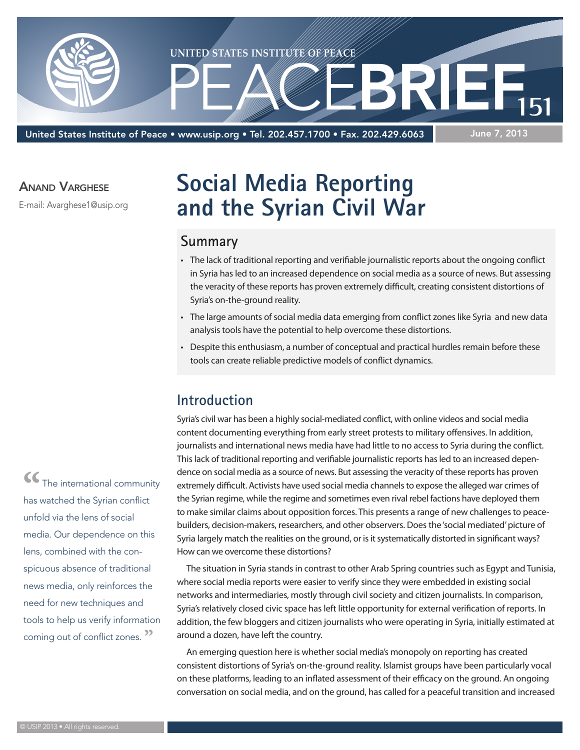United States Institute of Peace • www.usip.org • Tel. 202.457.1700 • Fax. 202.429.6063

June 7, 2013

PEACEBRIEF 151

**Anand Varghese**

E-mail: Avarghese1@usip.org

# Social Media Reporting and the Syrian Civil War

## Summary

- The lack of traditional reporting and verifiable journalistic reports about the ongoing conflict in Syria has led to an increased dependence on social media as a source of news. But assessing the veracity of these reports has proven extremely difficult, creating consistent distortions of Syria's on-the-ground reality.
- The large amounts of social media data emerging from conflict zones like Syria and new data analysis tools have the potential to help overcome these distortions.
- Despite this enthusiasm, a number of conceptual and practical hurdles remain before these tools can create reliable predictive models of conflict dynamics.

## Introduction

Syria's civil war has been a highly social-mediated conflict, with online videos and social media content documenting everything from early street protests to military offensives. In addition, journalists and international news media have had little to no access to Syria during the conflict. This lack of traditional reporting and verifiable journalistic reports has led to an increased dependence on social media as a source of news. But assessing the veracity of these reports has proven extremely difficult. Activists have used social media channels to expose the alleged war crimes of the Syrian regime, while the regime and sometimes even rival rebel factions have deployed them to make similar claims about opposition forces. This presents a range of new challenges to peacebuilders, decision-makers, researchers, and other observers. Does the 'social mediated' picture of Syria largely match the realities on the ground, or is it systematically distorted in significant ways? How can we overcome these distortions?

The situation in Syria stands in contrast to other Arab Spring countries such as Egypt and Tunisia, where social media reports were easier to verify since they were embedded in existing social networks and intermediaries, mostly through civil society and citizen journalists. In comparison, Syria's relatively closed civic space has left little opportunity for external verification of reports. In addition, the few bloggers and citizen journalists who were operating in Syria, initially estimated at around a dozen, have left the country.

> "The international community has watched the Syrian conflict unfold via the lens of social media. Our dependence on this lens, combined with the conspicuous absence of traditional news media, only reinforces the need for new techniques and tools to help us verify information coming out of conflict zones."

An emerging question here is whether social media's monopoly on reporting has created consistent distortions of Syria's on-the-ground reality. Islamist groups have been particularly vocal on these platforms, leading to an inflated assessment of their efficacy on the ground. An ongoing conversation on social media, and on the ground, has called for a peaceful transition and increased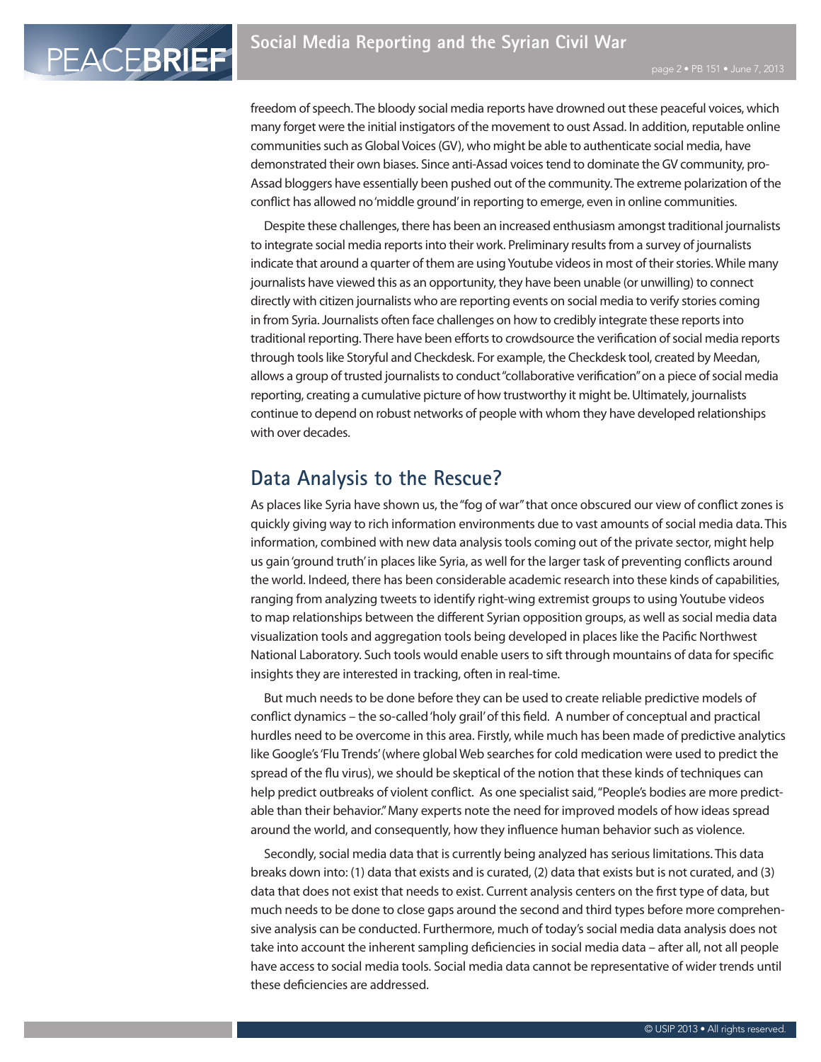freedom of speech. The bloody social media reports have drowned out these peaceful voices, which many forget were the initial instigators of the movement to oust Assad. In addition, reputable online communities such as Global Voices (GV), who might be able to authenticate social media, have demonstrated their own biases. Since anti-Assad voices tend to dominate the GV community, pro-Assad bloggers have essentially been pushed out of the community. The extreme polarization of the conflict has allowed no 'middle ground' in reporting to emerge, even in online communities.

Despite these challenges, there has been an increased enthusiasm amongst traditional journalists to integrate social media reports into their work. Preliminary results from a survey of journalists indicate that around a quarter of them are using Youtube videos in most of their stories. While many journalists have viewed this as an opportunity, they have been unable (or unwilling) to connect directly with citizen journalists who are reporting events on social media to verify stories coming in from Syria. Journalists often face challenges on how to credibly integrate these reports into traditional reporting. There have been efforts to crowdsource the verification of social media reports through tools like Storyful and Checkdesk. For example, the Checkdesk tool, created by Meedan, allows a group of trusted journalists to conduct "collaborative verification" on a piece of social media reporting, creating a cumulative picture of how trustworthy it might be. Ultimately, journalists continue to depend on robust networks of people with whom they have developed relationships with over decades.

## Data Analysis to the Rescue?

As places like Syria have shown us, the "fog of war" that once obscured our view of conflict zones is quickly giving way to rich information environments due to vast amounts of social media data. This information, combined with new data analysis tools coming out of the private sector, might help us gain 'ground truth' in places like Syria, as well for the larger task of preventing conflicts around the world. Indeed, there has been considerable academic research into these kinds of capabilities, ranging from analyzing tweets to identify right-wing extremist groups to using Youtube videos to map relationships between the different Syrian opposition groups, as well as social media data visualization tools and aggregation tools being developed in places like the Pacific Northwest National Laboratory. Such tools would enable users to sift through mountains of data for specific insights they are interested in tracking, often in real-time.

But much needs to be done before they can be used to create reliable predictive models of conflict dynamics – the so-called 'holy grail' of this field. A number of conceptual and practical hurdles need to be overcome in this area. Firstly, while much has been made of predictive analytics like Google's 'Flu Trends' (where global Web searches for cold medication were used to predict the spread of the flu virus), we should be skeptical of the notion that these kinds of techniques can help predict outbreaks of violent conflict. As one specialist said, "People's bodies are more predictable than their behavior." Many experts note the need for improved models of how ideas spread around the world, and consequently, how they influence human behavior such as violence.

Secondly, social media data that is currently being analyzed has serious limitations. This data breaks down into: (1) data that exists and is curated, (2) data that exists but is not curated, and (3) data that does not exist that needs to exist. Current analysis centers on the first type of data, but much needs to be done to close gaps around the second and third types before more comprehensive analysis can be conducted. Furthermore, much of today's social media data analysis does not take into account the inherent sampling deficiencies in social media data – after all, not all people have access to social media tools. Social media data cannot be representative of wider trends until these deficiencies are addressed.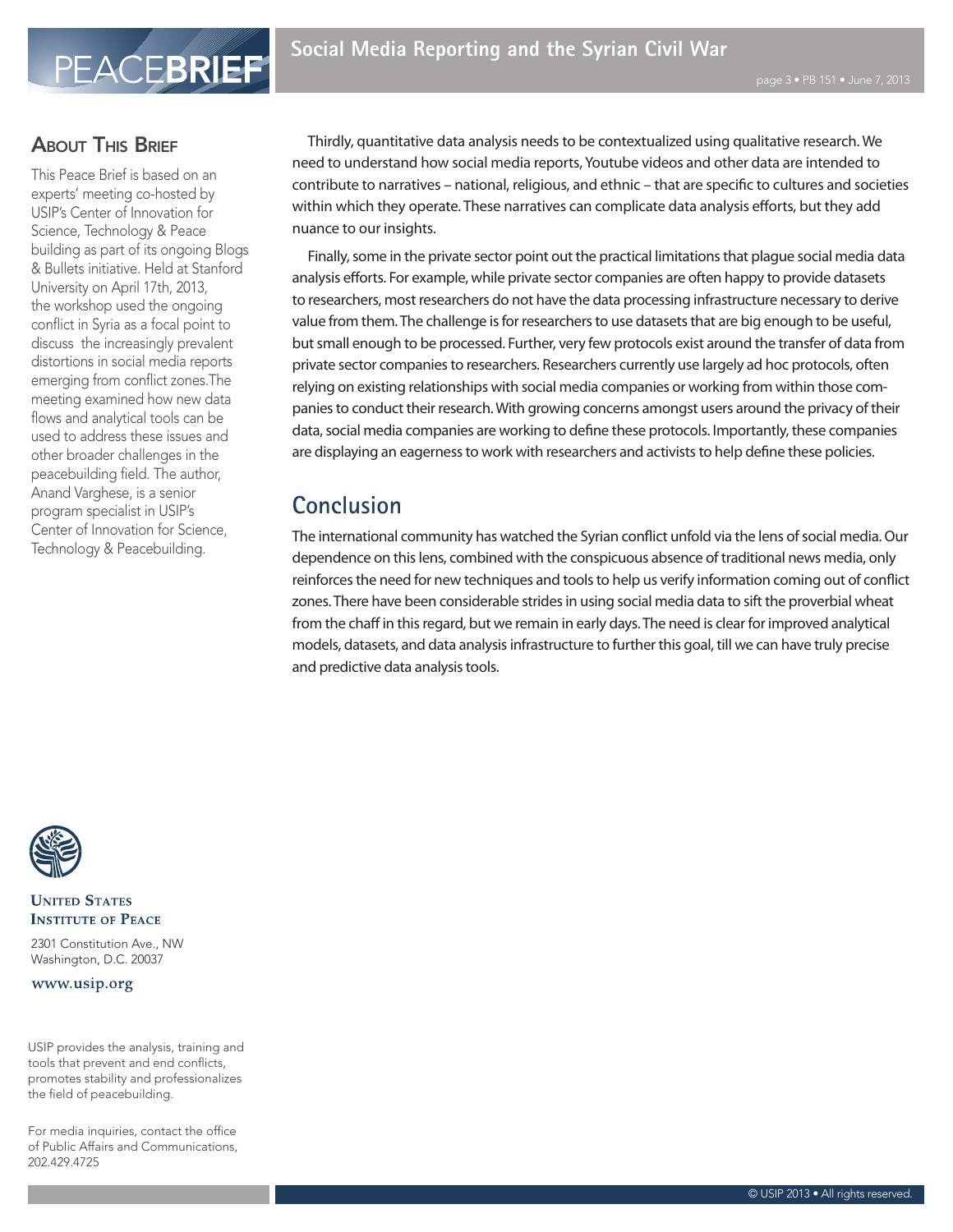Thirdly, quantitative data analysis needs to be contextualized using qualitative research. We need to understand how social media reports, Youtube videos and other data are intended to contribute to narratives – national, religious, and ethnic – that are specific to cultures and societies within which they operate. These narratives can complicate data analysis efforts, but they add nuance to our insights.

Finally, some in the private sector point out the practical limitations that plague social media data analysis efforts. For example, while private sector companies are often happy to provide datasets to researchers, most researchers do not have the data processing infrastructure necessary to derive value from them. The challenge is for researchers to use datasets that are big enough to be useful, but small enough to be processed. Further, very few protocols exist around the transfer of data from private sector companies to researchers. Researchers currently use largely ad hoc protocols, often relying on existing relationships with social media companies or working from within those companies to conduct their research. With growing concerns amongst users around the privacy of their data, social media companies are working to define these protocols. Importantly, these companies are displaying an eagerness to work with researchers and activists to help define these policies.

## Conclusion

The international community has watched the Syrian conflict unfold via the lens of social media. Our dependence on this lens, combined with the conspicuous absence of traditional news media, only reinforces the need for new techniques and tools to help us verify information coming out of conflict zones. There have been considerable strides in using social media data to sift the proverbial wheat from the chaff in this regard, but we remain in early days. The need is clear for improved analytical models, datasets, and data analysis infrastructure to further this goal, till we can have truly precise and predictive data analysis tools.

### About This Brief

This Peace Brief is based on an experts' meeting co-hosted by USIP's Center of Innovation for Science, Technology & Peace building as part of its ongoing Blogs & Bullets initiative. Held at Stanford University on April 17th, 2013, the workshop used the ongoing conflict in Syria as a focal point to discuss the increasingly prevalent distortions in social media reports emerging from conflict zones. The meeting examined how new data flows and analytical tools can be used to address these issues and other broader challenges in the peacebuilding field. The author, Anand Varghese, is a senior program specialist in USIP's Center of Innovation for Science, Technology & Peacebuilding.

**United States Institute of Peace**

2301 Constitution Ave., NW
Washington, D.C. 20037

www.usip.org

USIP provides the analysis, training and tools that prevent and end conflicts, promotes stability and professionalizes the field of peacebuilding.

For media inquiries, contact the office of Public Affairs and Communications, 202.429.4725

© USIP 2013 • All rights reserved.